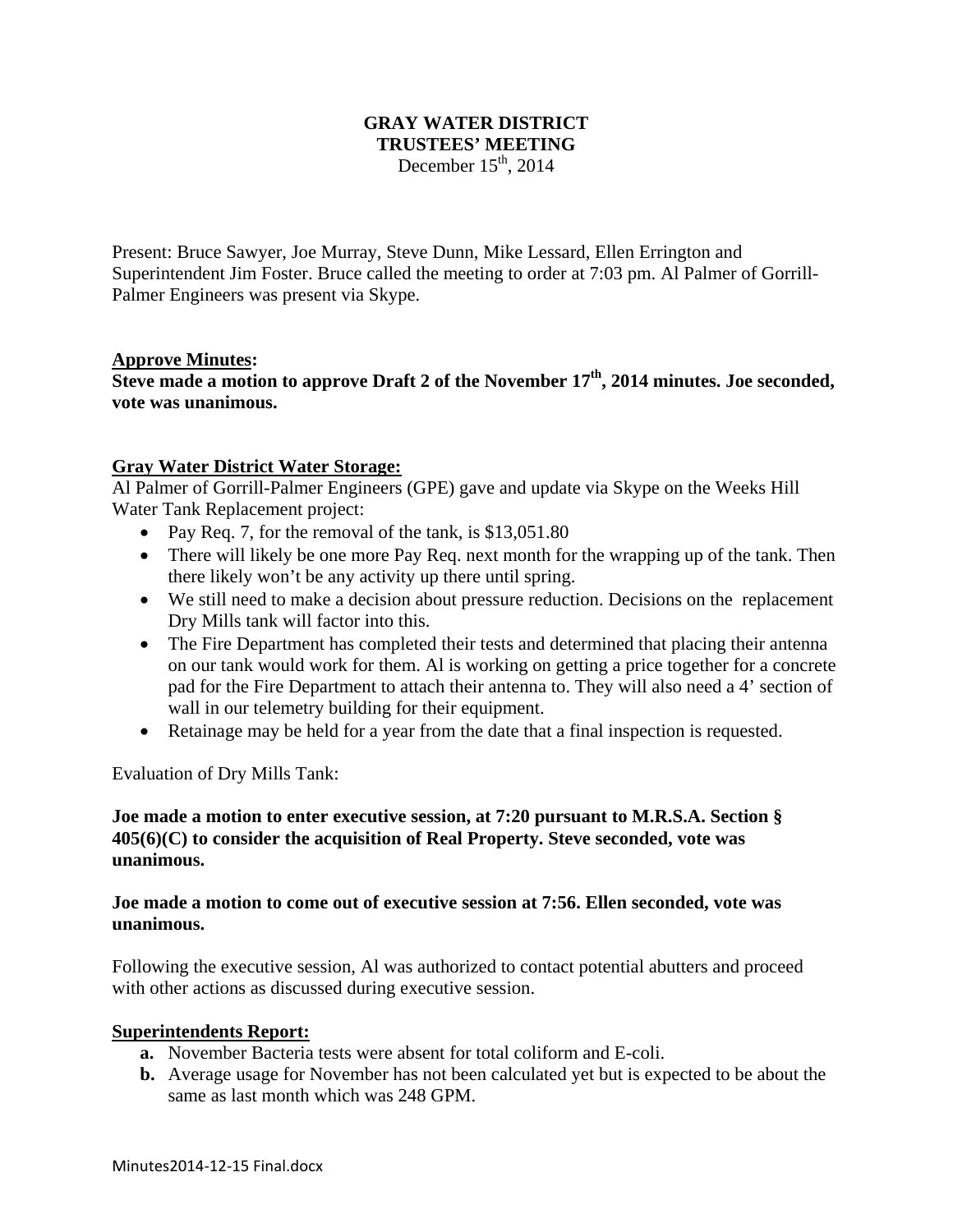# GRAY WATER DISTRICT
# TRUSTEES' MEETING

December 15th, 2014

Present: Bruce Sawyer, Joe Murray, Steve Dunn, Mike Lessard, Ellen Errington and Superintendent Jim Foster. Bruce called the meeting to order at 7:03 pm. Al Palmer of Gorrill-Palmer Engineers was present via Skype.

## Approve Minutes:

**Steve made a motion to approve Draft 2 of the November 17th, 2014 minutes. Joe seconded, vote was unanimous.**

## Gray Water District Water Storage:

Al Palmer of Gorrill-Palmer Engineers (GPE) gave and update via Skype on the Weeks Hill Water Tank Replacement project:

- Pay Req. 7, for the removal of the tank, is $13,051.80
- There will likely be one more Pay Req. next month for the wrapping up of the tank. Then there likely won't be any activity up there until spring.
- We still need to make a decision about pressure reduction. Decisions on the replacement Dry Mills tank will factor into this.
- The Fire Department has completed their tests and determined that placing their antenna on our tank would work for them. Al is working on getting a price together for a concrete pad for the Fire Department to attach their antenna to. They will also need a 4' section of wall in our telemetry building for their equipment.
- Retainage may be held for a year from the date that a final inspection is requested.

Evaluation of Dry Mills Tank:

**Joe made a motion to enter executive session, at 7:20 pursuant to M.R.S.A. Section § 405(6)(C) to consider the acquisition of Real Property. Steve seconded, vote was unanimous.**

**Joe made a motion to come out of executive session at 7:56. Ellen seconded, vote was unanimous.**

Following the executive session, Al was authorized to contact potential abutters and proceed with other actions as discussed during executive session.

## Superintendents Report:

**a.** November Bacteria tests were absent for total coliform and E-coli.

**b.** Average usage for November has not been calculated yet but is expected to be about the same as last month which was 248 GPM.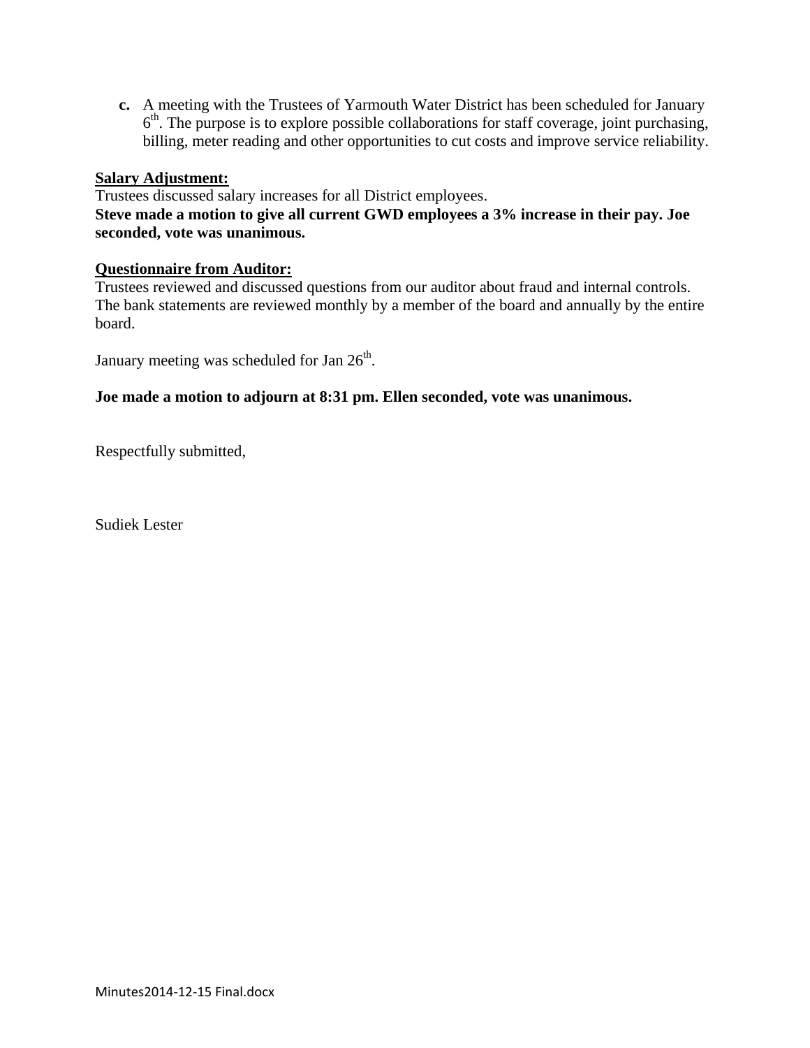**c.** A meeting with the Trustees of Yarmouth Water District has been scheduled for January 6th. The purpose is to explore possible collaborations for staff coverage, joint purchasing, billing, meter reading and other opportunities to cut costs and improve service reliability.

**Salary Adjustment:**

Trustees discussed salary increases for all District employees.

**Steve made a motion to give all current GWD employees a 3% increase in their pay. Joe seconded, vote was unanimous.**

**Questionnaire from Auditor:**

Trustees reviewed and discussed questions from our auditor about fraud and internal controls. The bank statements are reviewed monthly by a member of the board and annually by the entire board.

January meeting was scheduled for Jan 26th.

**Joe made a motion to adjourn at 8:31 pm. Ellen seconded, vote was unanimous.**

Respectfully submitted,

Sudiek Lester